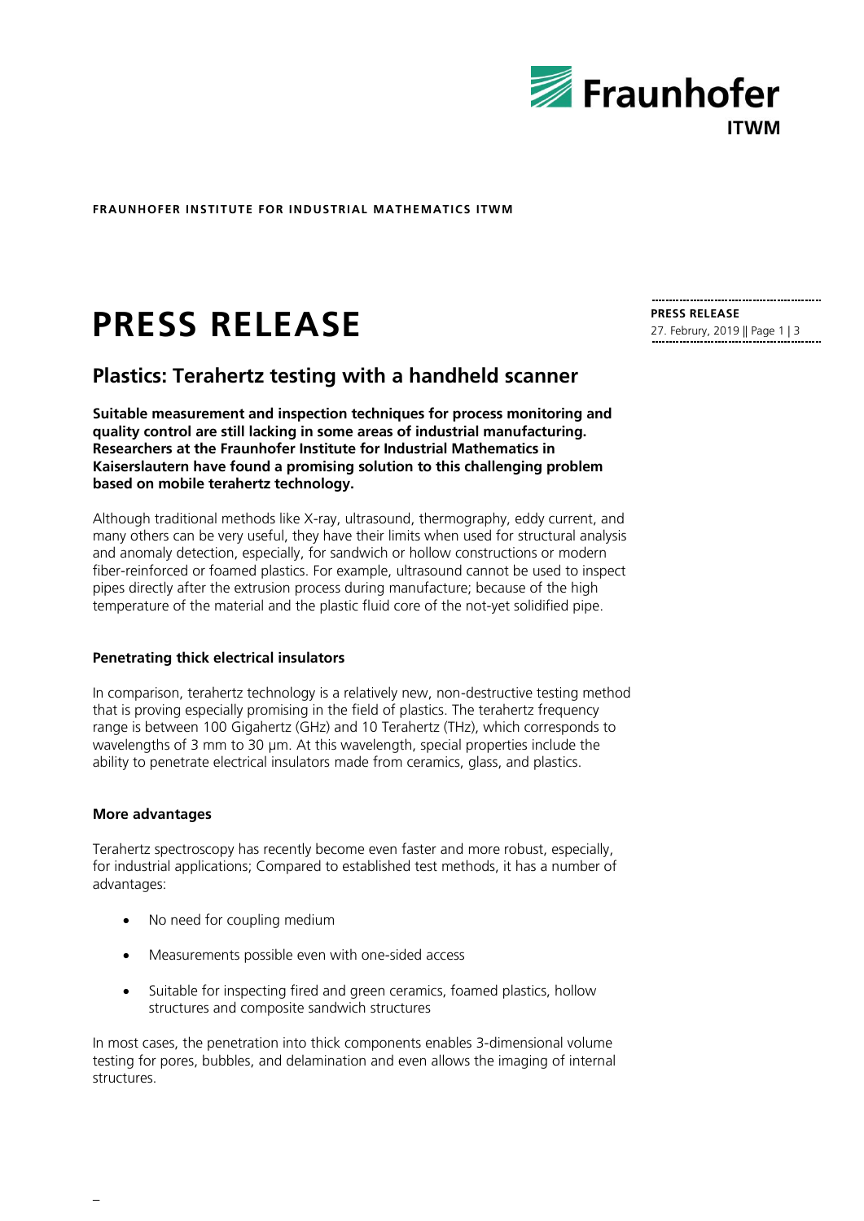**FRAUNHOFER INSTITUTE FOR INDUSTRIAL MATHEMATICS ITWM**

# PRESS RELEASE

**PRESS RELEASE**
27. Februry, 2019

## Plastics: Terahertz testing with a handheld scanner

**Suitable measurement and inspection techniques for process monitoring and quality control are still lacking in some areas of industrial manufacturing. Researchers at the Fraunhofer Institute for Industrial Mathematics in Kaiserslautern have found a promising solution to this challenging problem based on mobile terahertz technology.**

Although traditional methods like X-ray, ultrasound, thermography, eddy current, and many others can be very useful, they have their limits when used for structural analysis and anomaly detection, especially, for sandwich or hollow constructions or modern fiber-reinforced or foamed plastics. For example, ultrasound cannot be used to inspect pipes directly after the extrusion process during manufacture; because of the high temperature of the material and the plastic fluid core of the not-yet solidified pipe.

### Penetrating thick electrical insulators

In comparison, terahertz technology is a relatively new, non-destructive testing method that is proving especially promising in the field of plastics. The terahertz frequency range is between 100 Gigahertz (GHz) and 10 Terahertz (THz), which corresponds to wavelengths of 3 mm to 30 µm. At this wavelength, special properties include the ability to penetrate electrical insulators made from ceramics, glass, and plastics.

### More advantages

Terahertz spectroscopy has recently become even faster and more robust, especially, for industrial applications; Compared to established test methods, it has a number of advantages:

- No need for coupling medium
- Measurements possible even with one-sided access
- Suitable for inspecting fired and green ceramics, foamed plastics, hollow structures and composite sandwich structures

In most cases, the penetration into thick components enables 3-dimensional volume testing for pores, bubbles, and delamination and even allows the imaging of internal structures.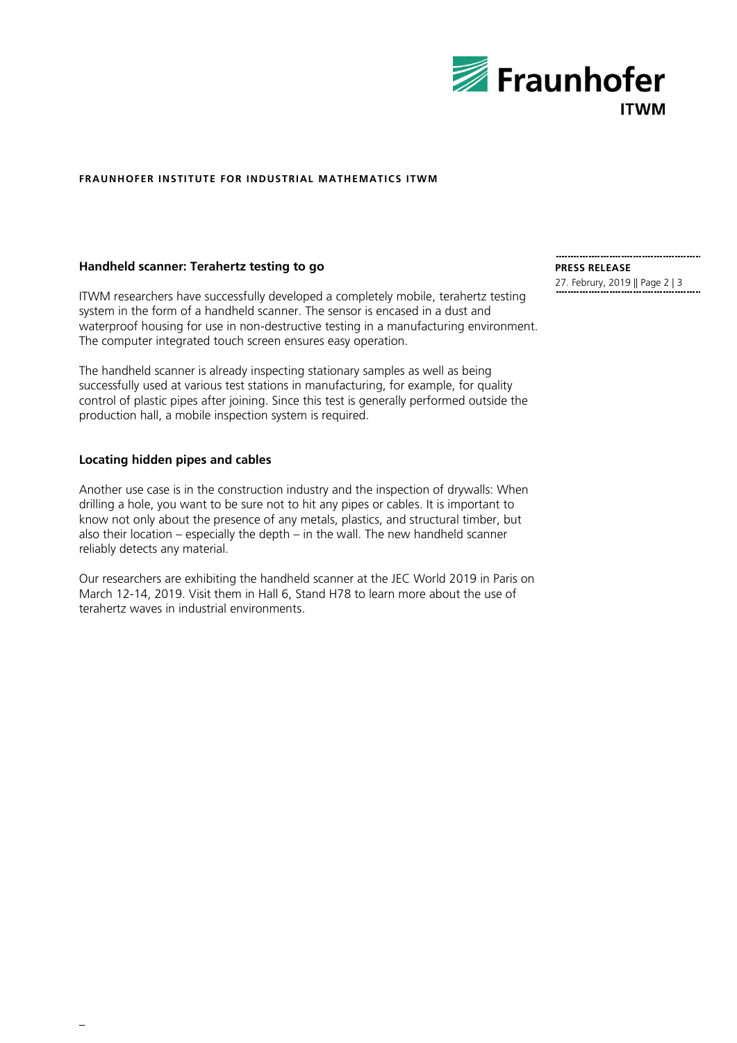## Handheld scanner: Terahertz testing to go

ITWM researchers have successfully developed a completely mobile, terahertz testing system in the form of a handheld scanner. The sensor is encased in a dust and waterproof housing for use in non-destructive testing in a manufacturing environment. The computer integrated touch screen ensures easy operation.

The handheld scanner is already inspecting stationary samples as well as being successfully used at various test stations in manufacturing, for example, for quality control of plastic pipes after joining. Since this test is generally performed outside the production hall, a mobile inspection system is required.

## Locating hidden pipes and cables

Another use case is in the construction industry and the inspection of drywalls: When drilling a hole, you want to be sure not to hit any pipes or cables. It is important to know not only about the presence of any metals, plastics, and structural timber, but also their location – especially the depth – in the wall. The new handheld scanner reliably detects any material.

Our researchers are exhibiting the handheld scanner at the JEC World 2019 in Paris on March 12-14, 2019. Visit them in Hall 6, Stand H78 to learn more about the use of terahertz waves in industrial environments.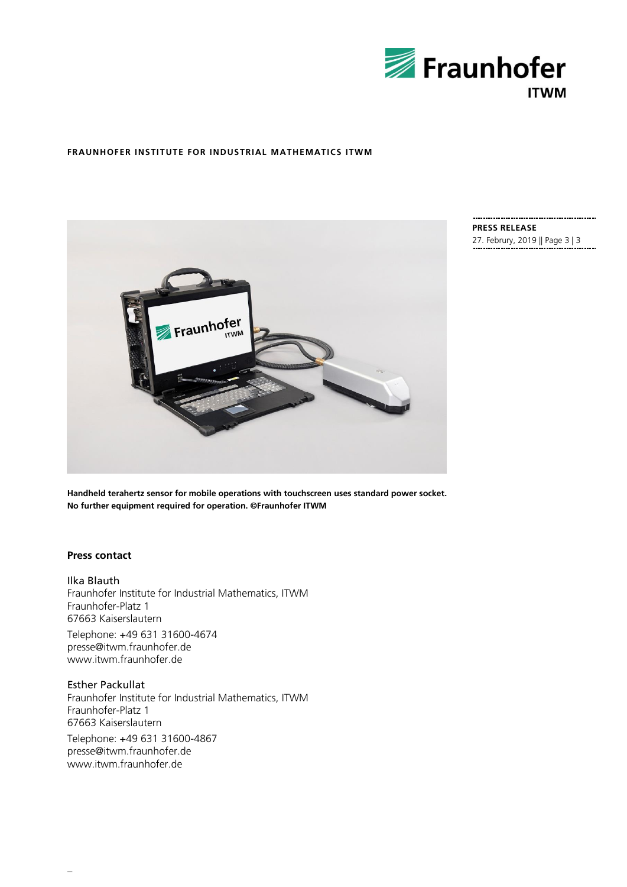**FRAUNHOFER INSTITUTE FOR INDUSTRIAL MATHEMATICS ITWM**

**PRESS RELEASE**
27. Februry, 2019

**Handheld terahertz sensor for mobile operations with touchscreen uses standard power socket. No further equipment required for operation. ©Fraunhofer ITWM**

**Press contact**

Ilka Blauth
Fraunhofer Institute for Industrial Mathematics, ITWM
Fraunhofer-Platz 1
67663 Kaiserslautern
Telephone: +49 631 31600-4674
presse@itwm.fraunhofer.de
www.itwm.fraunhofer.de

Esther Packullat
Fraunhofer Institute for Industrial Mathematics, ITWM
Fraunhofer-Platz 1
67663 Kaiserslautern
Telephone: +49 631 31600-4867
presse@itwm.fraunhofer.de
www.itwm.fraunhofer.de